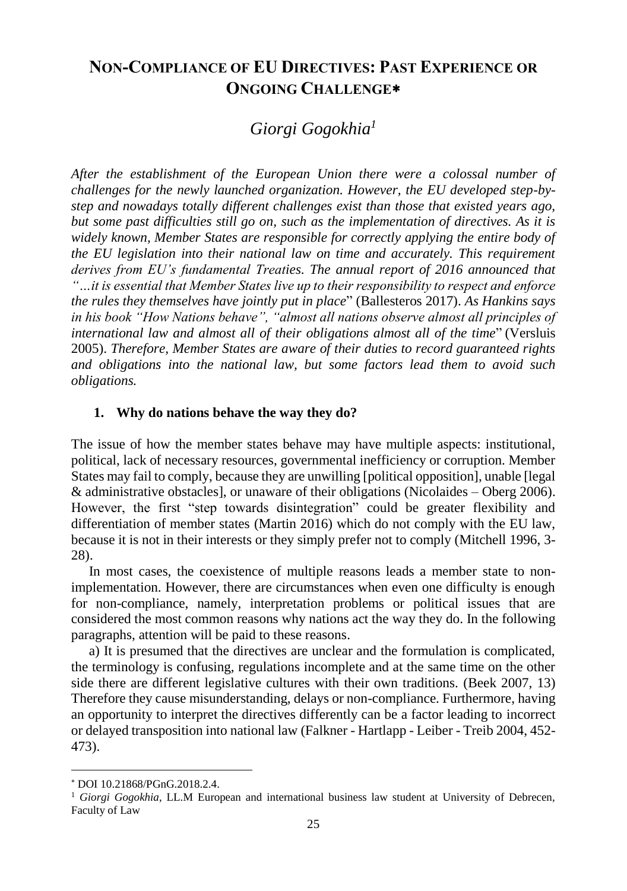# NON-COMPLIANCE OF EU DIRECTIVES: PAST EXPERIENCE OR ONGOING CHALLENGE*

## *Giorgi Gogokhia*[1]

*After the establishment of the European Union there were a colossal number of challenges for the newly launched organization. However, the EU developed step-by-step and nowadays totally different challenges exist than those that existed years ago, but some past difficulties still go on, such as the implementation of directives. As it is widely known, Member States are responsible for correctly applying the entire body of the EU legislation into their national law on time and accurately. This requirement derives from EU's fundamental Treaties. The annual report of 2016 announced that "…it is essential that Member States live up to their responsibility to respect and enforce the rules they themselves have jointly put in place*" (Ballesteros 2017). *As Hankins says in his book "How Nations behave", "almost all nations observe almost all principles of international law and almost all of their obligations almost all of the time*" (Versluis 2005). *Therefore, Member States are aware of their duties to record guaranteed rights and obligations into the national law, but some factors lead them to avoid such obligations.*

### 1. Why do nations behave the way they do?

The issue of how the member states behave may have multiple aspects: institutional, political, lack of necessary resources, governmental inefficiency or corruption. Member States may fail to comply, because they are unwilling [political opposition], unable [legal & administrative obstacles], or unaware of their obligations (Nicolaides – Oberg 2006). However, the first "step towards disintegration" could be greater flexibility and differentiation of member states (Martin 2016) which do not comply with the EU law, because it is not in their interests or they simply prefer not to comply (Mitchell 1996, 3-28).

In most cases, the coexistence of multiple reasons leads a member state to non-implementation. However, there are circumstances when even one difficulty is enough for non-compliance, namely, interpretation problems or political issues that are considered the most common reasons why nations act the way they do. In the following paragraphs, attention will be paid to these reasons.

a) It is presumed that the directives are unclear and the formulation is complicated, the terminology is confusing, regulations incomplete and at the same time on the other side there are different legislative cultures with their own traditions. (Beek 2007, 13) Therefore they cause misunderstanding, delays or non-compliance. Furthermore, having an opportunity to interpret the directives differently can be a factor leading to incorrect or delayed transposition into national law (Falkner - Hartlapp - Leiber - Treib 2004, 452-473).

---

* DOI 10.21868/PGnG.2018.2.4.

[1] *Giorgi Gogokhia*, LL.M European and international business law student at University of Debrecen, Faculty of Law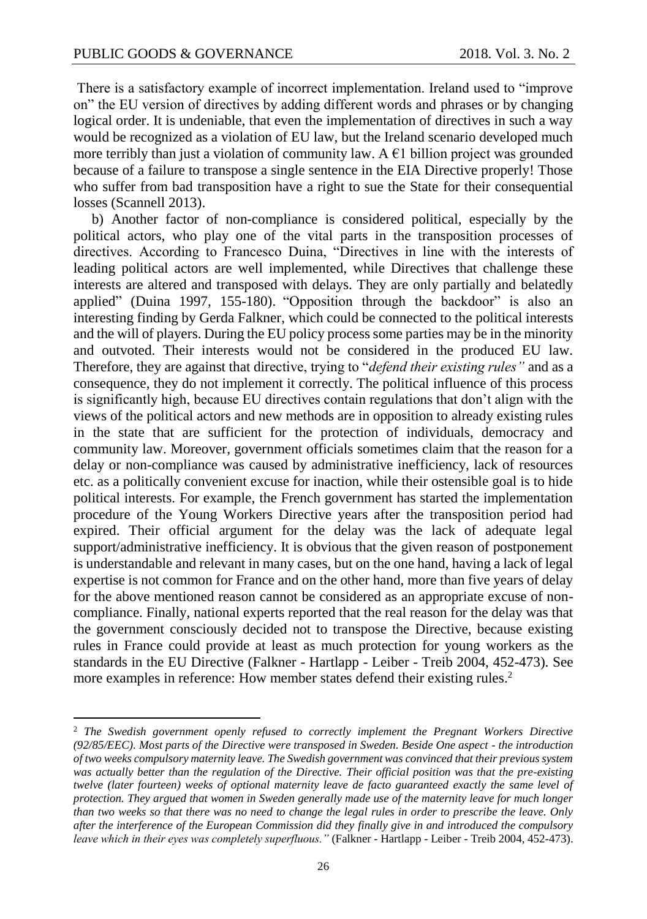There is a satisfactory example of incorrect implementation. Ireland used to "improve on" the EU version of directives by adding different words and phrases or by changing logical order. It is undeniable, that even the implementation of directives in such a way would be recognized as a violation of EU law, but the Ireland scenario developed much more terribly than just a violation of community law. A €1 billion project was grounded because of a failure to transpose a single sentence in the EIA Directive properly! Those who suffer from bad transposition have a right to sue the State for their consequential losses (Scannell 2013).

b) Another factor of non-compliance is considered political, especially by the political actors, who play one of the vital parts in the transposition processes of directives. According to Francesco Duina, "Directives in line with the interests of leading political actors are well implemented, while Directives that challenge these interests are altered and transposed with delays. They are only partially and belatedly applied" (Duina 1997, 155-180). "Opposition through the backdoor" is also an interesting finding by Gerda Falkner, which could be connected to the political interests and the will of players. During the EU policy process some parties may be in the minority and outvoted. Their interests would not be considered in the produced EU law. Therefore, they are against that directive, trying to "*defend their existing rules"* and as a consequence, they do not implement it correctly. The political influence of this process is significantly high, because EU directives contain regulations that don't align with the views of the political actors and new methods are in opposition to already existing rules in the state that are sufficient for the protection of individuals, democracy and community law. Moreover, government officials sometimes claim that the reason for a delay or non-compliance was caused by administrative inefficiency, lack of resources etc. as a politically convenient excuse for inaction, while their ostensible goal is to hide political interests. For example, the French government has started the implementation procedure of the Young Workers Directive years after the transposition period had expired. Their official argument for the delay was the lack of adequate legal support/administrative inefficiency. It is obvious that the given reason of postponement is understandable and relevant in many cases, but on the one hand, having a lack of legal expertise is not common for France and on the other hand, more than five years of delay for the above mentioned reason cannot be considered as an appropriate excuse of non-compliance. Finally, national experts reported that the real reason for the delay was that the government consciously decided not to transpose the Directive, because existing rules in France could provide at least as much protection for young workers as the standards in the EU Directive (Falkner - Hartlapp - Leiber - Treib 2004, 452-473). See more examples in reference: How member states defend their existing rules.[2]

---

[2] *The Swedish government openly refused to correctly implement the Pregnant Workers Directive (92/85/EEC). Most parts of the Directive were transposed in Sweden. Beside One aspect - the introduction of two weeks compulsory maternity leave. The Swedish government was convinced that their previous system was actually better than the regulation of the Directive. Their official position was that the pre-existing twelve (later fourteen) weeks of optional maternity leave de facto guaranteed exactly the same level of protection. They argued that women in Sweden generally made use of the maternity leave for much longer than two weeks so that there was no need to change the legal rules in order to prescribe the leave. Only after the interference of the European Commission did they finally give in and introduced the compulsory leave which in their eyes was completely superfluous."* (Falkner - Hartlapp - Leiber - Treib 2004, 452-473).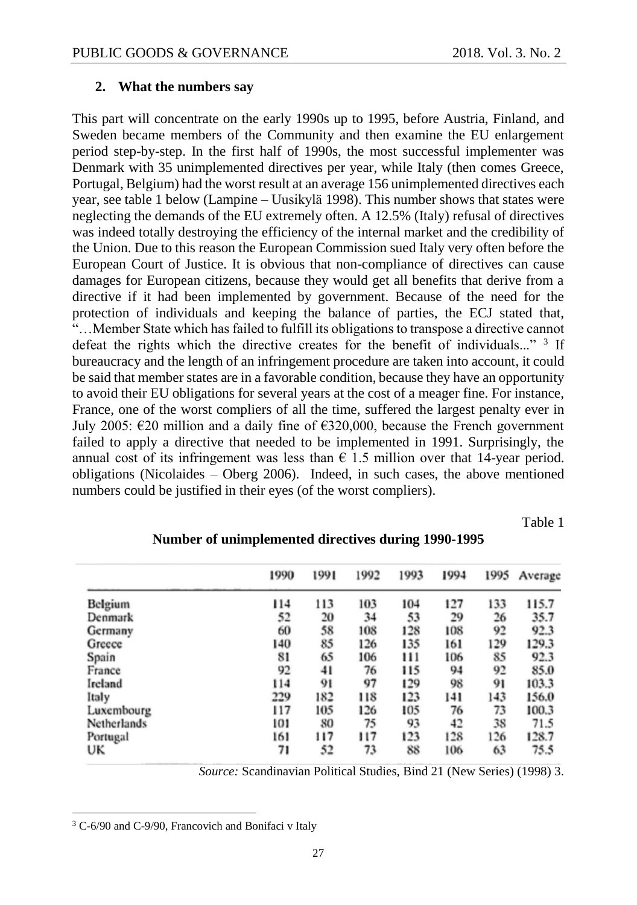## 2. What the numbers say

This part will concentrate on the early 1990s up to 1995, before Austria, Finland, and Sweden became members of the Community and then examine the EU enlargement period step-by-step. In the first half of 1990s, the most successful implementer was Denmark with 35 unimplemented directives per year, while Italy (then comes Greece, Portugal, Belgium) had the worst result at an average 156 unimplemented directives each year, see table 1 below (Lampine – Uusikylä 1998). This number shows that states were neglecting the demands of the EU extremely often. A 12.5% (Italy) refusal of directives was indeed totally destroying the efficiency of the internal market and the credibility of the Union. Due to this reason the European Commission sued Italy very often before the European Court of Justice. It is obvious that non-compliance of directives can cause damages for European citizens, because they would get all benefits that derive from a directive if it had been implemented by government. Because of the need for the protection of individuals and keeping the balance of parties, the ECJ stated that, "…Member State which has failed to fulfill its obligations to transpose a directive cannot defeat the rights which the directive creates for the benefit of individuals..." [3] If bureaucracy and the length of an infringement procedure are taken into account, it could be said that member states are in a favorable condition, because they have an opportunity to avoid their EU obligations for several years at the cost of a meager fine. For instance, France, one of the worst compliers of all the time, suffered the largest penalty ever in July 2005: €20 million and a daily fine of €320,000, because the French government failed to apply a directive that needed to be implemented in 1991. Surprisingly, the annual cost of its infringement was less than € 1.5 million over that 14-year period. obligations (Nicolaides – Oberg 2006). Indeed, in such cases, the above mentioned numbers could be justified in their eyes (of the worst compliers).

Table 1

**Number of unimplemented directives during 1990-1995**

| | 1990 | 1991 | 1992 | 1993 | 1994 | 1995 | Average |
|---|---|---|---|---|---|---|---|
| Belgium | 114 | 113 | 103 | 104 | 127 | 133 | 115.7 |
| Denmark | 52 | 20 | 34 | 53 | 29 | 26 | 35.7 |
| Germany | 60 | 58 | 108 | 128 | 108 | 92 | 92.3 |
| Greece | 140 | 85 | 126 | 135 | 161 | 129 | 129.3 |
| Spain | 81 | 65 | 106 | 111 | 106 | 85 | 92.3 |
| France | 92 | 41 | 76 | 115 | 94 | 92 | 85.0 |
| Ireland | 114 | 91 | 97 | 129 | 98 | 91 | 103.3 |
| Italy | 229 | 182 | 118 | 123 | 141 | 143 | 156.0 |
| Luxembourg | 117 | 105 | 126 | 105 | 76 | 73 | 100.3 |
| Netherlands | 101 | 80 | 75 | 93 | 42 | 38 | 71.5 |
| Portugal | 161 | 117 | 117 | 123 | 128 | 126 | 128.7 |
| UK | 71 | 52 | 73 | 88 | 106 | 63 | 75.5 |

*Source:* Scandinavian Political Studies, Bind 21 (New Series) (1998) 3.

[3] C-6/90 and C-9/90, Francovich and Bonifaci v Italy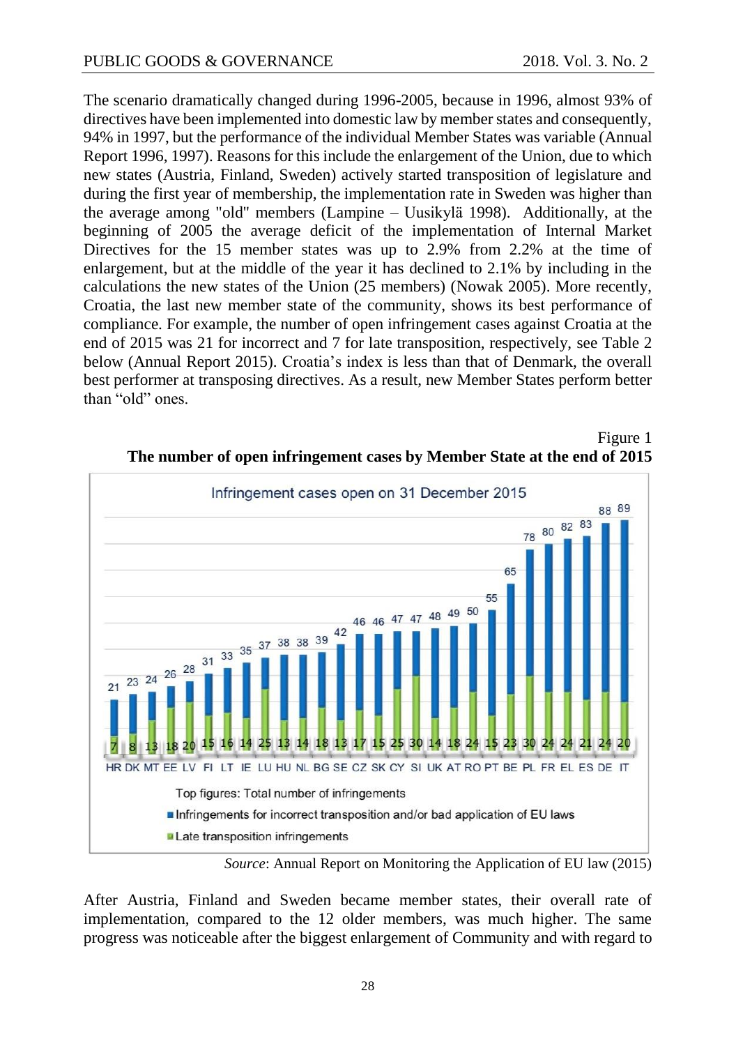The scenario dramatically changed during 1996-2005, because in 1996, almost 93% of directives have been implemented into domestic law by member states and consequently, 94% in 1997, but the performance of the individual Member States was variable (Annual Report 1996, 1997). Reasons for this include the enlargement of the Union, due to which new states (Austria, Finland, Sweden) actively started transposition of legislature and during the first year of membership, the implementation rate in Sweden was higher than the average among "old" members (Lampine – Uusikylä 1998). Additionally, at the beginning of 2005 the average deficit of the implementation of Internal Market Directives for the 15 member states was up to 2.9% from 2.2% at the time of enlargement, but at the middle of the year it has declined to 2.1% by including in the calculations the new states of the Union (25 members) (Nowak 2005). More recently, Croatia, the last new member state of the community, shows its best performance of compliance. For example, the number of open infringement cases against Croatia at the end of 2015 was 21 for incorrect and 7 for late transposition, respectively, see Table 2 below (Annual Report 2015). Croatia's index is less than that of Denmark, the overall best performer at transposing directives. As a result, new Member States perform better than "old" ones.

Figure 1

**The number of open infringement cases by Member State at the end of 2015**

Infringement cases open on 31 December 2015

Top figures (total): 21 23 24 26 28 31 33 35 37 38 38 39 42 46 46 47 47 48 49 50 55 65 78 80 82 83 88 89

Bottom figures (late transposition): 7 8 13 18 20 15 16 14 25 13 14 18 13 17 15 25 30 14 18 24 15 23 30 24 24 21 24 20

HR DK MT EE LV FI LT IE LU HU NL BG SE CZ SK CY SI UK AT RO PT BE PL FR EL ES DE IT

Top figures: Total number of infringements

Infringements for incorrect transposition and/or bad application of EU laws

Late transposition infringements

*Source*: Annual Report on Monitoring the Application of EU law (2015)

After Austria, Finland and Sweden became member states, their overall rate of implementation, compared to the 12 older members, was much higher. The same progress was noticeable after the biggest enlargement of Community and with regard to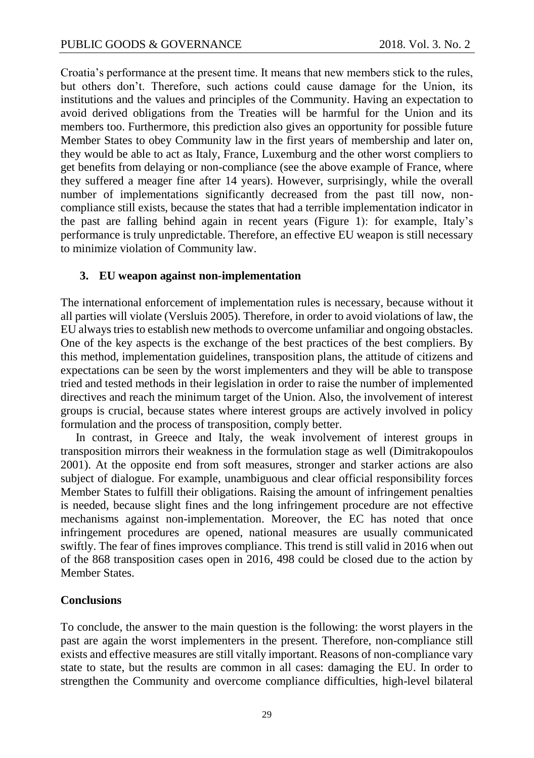Croatia's performance at the present time. It means that new members stick to the rules, but others don't. Therefore, such actions could cause damage for the Union, its institutions and the values and principles of the Community. Having an expectation to avoid derived obligations from the Treaties will be harmful for the Union and its members too. Furthermore, this prediction also gives an opportunity for possible future Member States to obey Community law in the first years of membership and later on, they would be able to act as Italy, France, Luxemburg and the other worst compliers to get benefits from delaying or non-compliance (see the above example of France, where they suffered a meager fine after 14 years). However, surprisingly, while the overall number of implementations significantly decreased from the past till now, non-compliance still exists, because the states that had a terrible implementation indicator in the past are falling behind again in recent years (Figure 1): for example, Italy's performance is truly unpredictable. Therefore, an effective EU weapon is still necessary to minimize violation of Community law.

## 3. EU weapon against non-implementation

The international enforcement of implementation rules is necessary, because without it all parties will violate (Versluis 2005). Therefore, in order to avoid violations of law, the EU always tries to establish new methods to overcome unfamiliar and ongoing obstacles. One of the key aspects is the exchange of the best practices of the best compliers. By this method, implementation guidelines, transposition plans, the attitude of citizens and expectations can be seen by the worst implementers and they will be able to transpose tried and tested methods in their legislation in order to raise the number of implemented directives and reach the minimum target of the Union. Also, the involvement of interest groups is crucial, because states where interest groups are actively involved in policy formulation and the process of transposition, comply better.

In contrast, in Greece and Italy, the weak involvement of interest groups in transposition mirrors their weakness in the formulation stage as well (Dimitrakopoulos 2001). At the opposite end from soft measures, stronger and starker actions are also subject of dialogue. For example, unambiguous and clear official responsibility forces Member States to fulfill their obligations. Raising the amount of infringement penalties is needed, because slight fines and the long infringement procedure are not effective mechanisms against non-implementation. Moreover, the EC has noted that once infringement procedures are opened, national measures are usually communicated swiftly. The fear of fines improves compliance. This trend is still valid in 2016 when out of the 868 transposition cases open in 2016, 498 could be closed due to the action by Member States.

## Conclusions

To conclude, the answer to the main question is the following: the worst players in the past are again the worst implementers in the present. Therefore, non-compliance still exists and effective measures are still vitally important. Reasons of non-compliance vary state to state, but the results are common in all cases: damaging the EU. In order to strengthen the Community and overcome compliance difficulties, high-level bilateral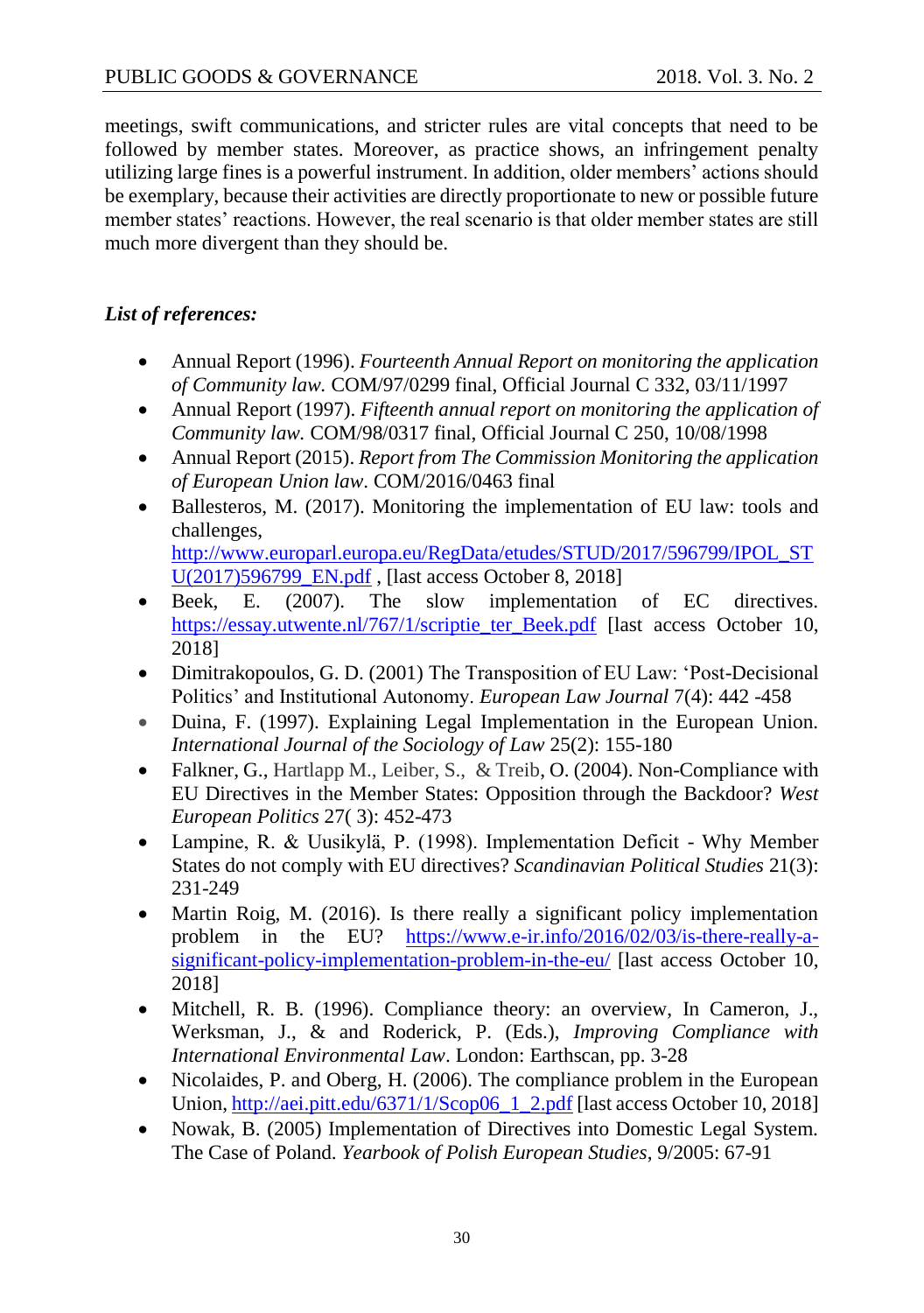meetings, swift communications, and stricter rules are vital concepts that need to be followed by member states. Moreover, as practice shows, an infringement penalty utilizing large fines is a powerful instrument. In addition, older members' actions should be exemplary, because their activities are directly proportionate to new or possible future member states' reactions. However, the real scenario is that older member states are still much more divergent than they should be.

***List of references:***

- Annual Report (1996). *Fourteenth Annual Report on monitoring the application of Community law.* COM/97/0299 final, Official Journal C 332, 03/11/1997
- Annual Report (1997). *Fifteenth annual report on monitoring the application of Community law.* COM/98/0317 final, Official Journal C 250, 10/08/1998
- Annual Report (2015). *Report from The Commission Monitoring the application of European Union law*. COM/2016/0463 final
- Ballesteros, M. (2017). Monitoring the implementation of EU law: tools and challenges, http://www.europarl.europa.eu/RegData/etudes/STUD/2017/596799/IPOL_STU(2017)596799_EN.pdf , [last access October 8, 2018]
- Beek, E. (2007). The slow implementation of EC directives. https://essay.utwente.nl/767/1/scriptie_ter_Beek.pdf [last access October 10, 2018]
- Dimitrakopoulos, G. D. (2001) The Transposition of EU Law: 'Post-Decisional Politics' and Institutional Autonomy. *European Law Journal* 7(4): 442 -458
- Duina, F. (1997). Explaining Legal Implementation in the European Union. *International Journal of the Sociology of Law* 25(2): 155-180
- Falkner, G., Hartlapp M., Leiber, S., & Treib, O. (2004). Non-Compliance with EU Directives in the Member States: Opposition through the Backdoor? *West European Politics* 27( 3): 452-473
- Lampine, R. & Uusikylä, P. (1998). Implementation Deficit - Why Member States do not comply with EU directives? *Scandinavian Political Studies* 21(3): 231-249
- Martin Roig, M. (2016). Is there really a significant policy implementation problem in the EU? https://www.e-ir.info/2016/02/03/is-there-really-a-significant-policy-implementation-problem-in-the-eu/ [last access October 10, 2018]
- Mitchell, R. B. (1996). Compliance theory: an overview, In Cameron, J., Werksman, J., & and Roderick, P. (Eds.), *Improving Compliance with International Environmental Law*. London: Earthscan, pp. 3-28
- Nicolaides, P. and Oberg, H. (2006). The compliance problem in the European Union, http://aei.pitt.edu/6371/1/Scop06_1_2.pdf [last access October 10, 2018]
- Nowak, B. (2005) Implementation of Directives into Domestic Legal System. The Case of Poland. *Yearbook of Polish European Studies*, 9/2005: 67-91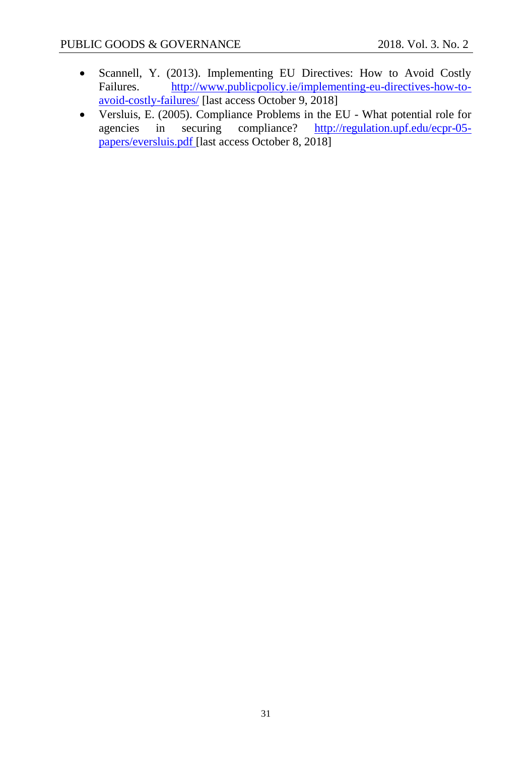- Scannell, Y. (2013). Implementing EU Directives: How to Avoid Costly Failures. http://www.publicpolicy.ie/implementing-eu-directives-how-to-avoid-costly-failures/ [last access October 9, 2018]
- Versluis, E. (2005). Compliance Problems in the EU - What potential role for agencies in securing compliance? http://regulation.upf.edu/ecpr-05-papers/eversluis.pdf [last access October 8, 2018]